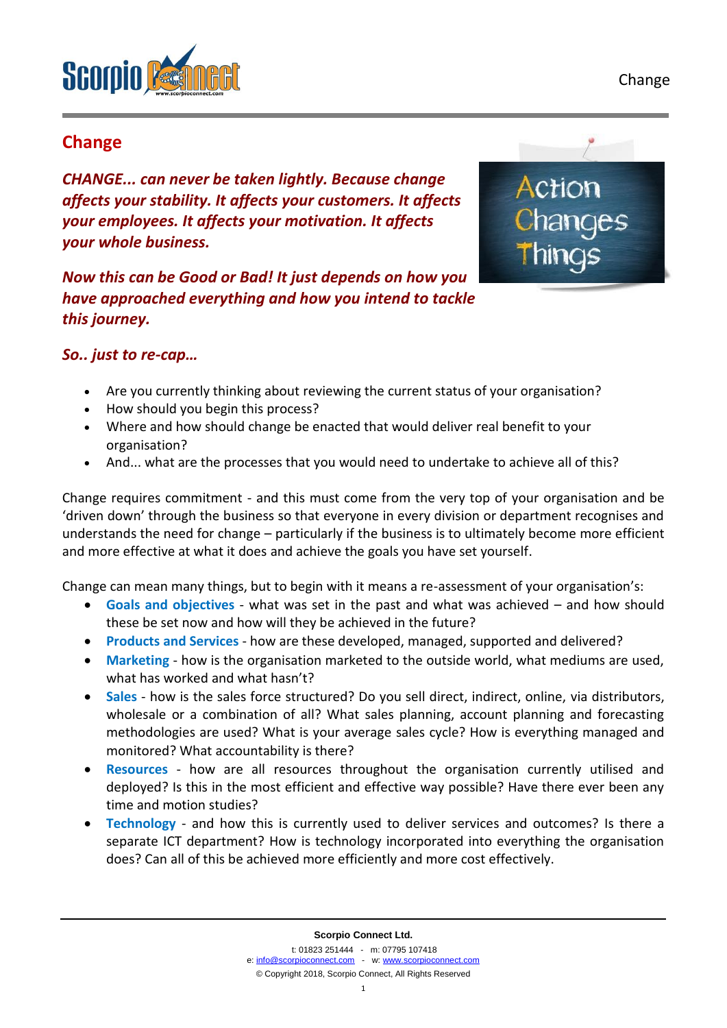## Change

***CHANGE... can never be taken lightly. Because change affects your stability. It affects your customers. It affects your employees. It affects your motivation. It affects your whole business.***

***Now this can be Good or Bad! It just depends on how you have approached everything and how you intend to tackle this journey.***

***So.. just to re-cap…***

- Are you currently thinking about reviewing the current status of your organisation?
- How should you begin this process?
- Where and how should change be enacted that would deliver real benefit to your organisation?
- And... what are the processes that you would need to undertake to achieve all of this?

Change requires commitment - and this must come from the very top of your organisation and be 'driven down' through the business so that everyone in every division or department recognises and understands the need for change – particularly if the business is to ultimately become more efficient and more effective at what it does and achieve the goals you have set yourself.

Change can mean many things, but to begin with it means a re-assessment of your organisation's:

- **Goals and objectives** - what was set in the past and what was achieved – and how should these be set now and how will they be achieved in the future?
- **Products and Services** - how are these developed, managed, supported and delivered?
- **Marketing** - how is the organisation marketed to the outside world, what mediums are used, what has worked and what hasn't?
- **Sales** - how is the sales force structured? Do you sell direct, indirect, online, via distributors, wholesale or a combination of all? What sales planning, account planning and forecasting methodologies are used? What is your average sales cycle? How is everything managed and monitored? What accountability is there?
- **Resources** - how are all resources throughout the organisation currently utilised and deployed? Is this in the most efficient and effective way possible? Have there ever been any time and motion studies?
- **Technology** - and how this is currently used to deliver services and outcomes? Is there a separate ICT department? How is technology incorporated into everything the organisation does? Can all of this be achieved more efficiently and more cost effectively.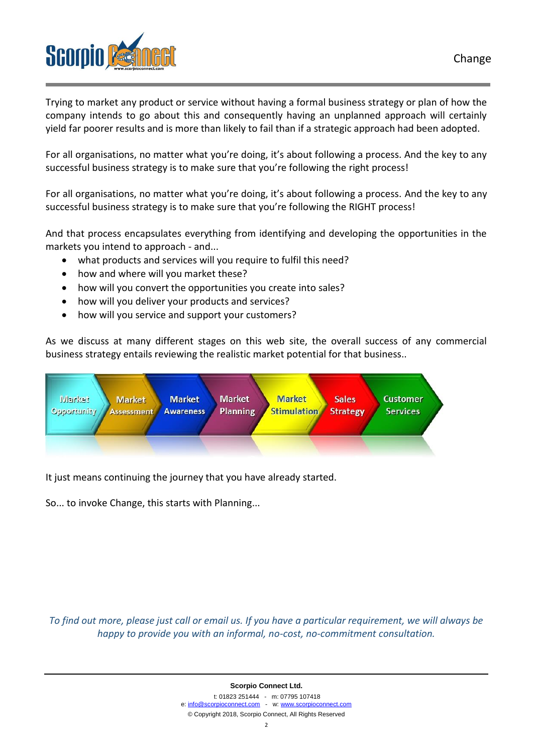Trying to market any product or service without having a formal business strategy or plan of how the company intends to go about this and consequently having an unplanned approach will certainly yield far poorer results and is more than likely to fail than if a strategic approach had been adopted.

For all organisations, no matter what you're doing, it's about following a process. And the key to any successful business strategy is to make sure that you're following the right process!

For all organisations, no matter what you're doing, it's about following a process. And the key to any successful business strategy is to make sure that you're following the RIGHT process!

And that process encapsulates everything from identifying and developing the opportunities in the markets you intend to approach - and...

- what products and services will you require to fulfil this need?
- how and where will you market these?
- how will you convert the opportunities you create into sales?
- how will you deliver your products and services?
- how will you service and support your customers?

As we discuss at many different stages on this web site, the overall success of any commercial business strategy entails reviewing the realistic market potential for that business..

Market Opportunity
Market Assessment
Market Awareness
Market Planning
Market Stimulation
Sales Strategy
Customer Services

It just means continuing the journey that you have already started.

So... to invoke Change, this starts with Planning...

*To find out more, please just call or email us. If you have a particular requirement, we will always be happy to provide you with an informal, no-cost, no-commitment consultation.*

**Scorpio Connect Ltd.**

t: 01823 251444 - m: 07795 107418
e: info@scorpioconnect.com - w: www.scorpioconnect.com
© Copyright 2018, Scorpio Connect, All Rights Reserved